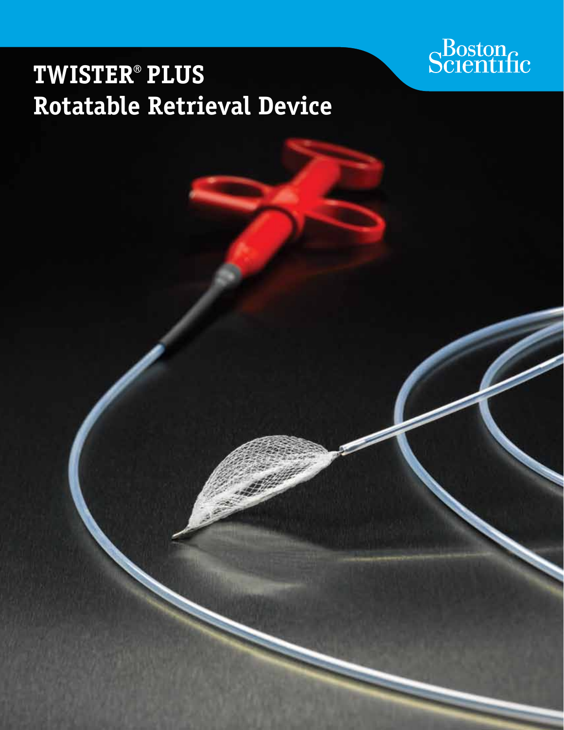# TWISTER® PLUS Rotatable Retrieval Device

Boston Scientific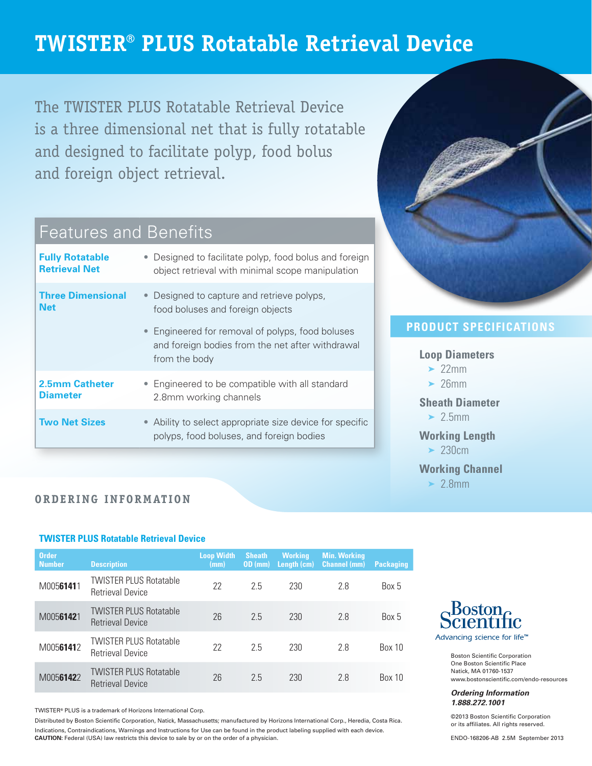# TWISTER® PLUS Rotatable Retrieval Device

The TWISTER PLUS Rotatable Retrieval Device is a three dimensional net that is fully rotatable and designed to facilitate polyp, food bolus and foreign object retrieval.

## Features and Benefits

| | |
|---|---|
| **Fully Rotatable Retrieval Net** | • Designed to facilitate polyp, food bolus and foreign object retrieval with minimal scope manipulation |
| **Three Dimensional Net** | • Designed to capture and retrieve polyps, food boluses and foreign objects<br>• Engineered for removal of polyps, food boluses and foreign bodies from the net after withdrawal from the body |
| **2.5mm Catheter Diameter** | • Engineered to be compatible with all standard 2.8mm working channels |
| **Two Net Sizes** | • Ability to select appropriate size device for specific polyps, food boluses, and foreign bodies |

## PRODUCT SPECIFICATIONS

**Loop Diameters**
- 22mm
- 26mm

**Sheath Diameter**
- 2.5mm

**Working Length**
- 230cm

**Working Channel**
- 2.8mm

## ORDERING INFORMATION

### TWISTER PLUS Rotatable Retrieval Device

| Order Number | Description | Loop Width (mm) | Sheath OD (mm) | Working Length (cm) | Min. Working Channel (mm) | Packaging |
|---|---|---|---|---|---|---|
| M0056141**1** | TWISTER PLUS Rotatable Retrieval Device | 22 | 2.5 | 230 | 2.8 | Box 5 |
| M0056142**1** | TWISTER PLUS Rotatable Retrieval Device | 26 | 2.5 | 230 | 2.8 | Box 5 |
| M0056141**2** | TWISTER PLUS Rotatable Retrieval Device | 22 | 2.5 | 230 | 2.8 | Box 10 |
| M0056142**2** | TWISTER PLUS Rotatable Retrieval Device | 26 | 2.5 | 230 | 2.8 | Box 10 |

TWISTER® PLUS is a trademark of Horizons International Corp.

Distributed by Boston Scientific Corporation, Natick, Massachusetts; manufactured by Horizons International Corp., Heredia, Costa Rica.

Indications, Contraindications, Warnings and Instructions for Use can be found in the product labeling supplied with each device.

**CAUTION:** Federal (USA) law restricts this device to sale by or on the order of a physician.

Boston Scientific
Advancing science for life™

Boston Scientific Corporation
One Boston Scientific Place
Natick, MA 01760-1537
www.bostonscientific.com/endo-resources

***Ordering Information***
***1.888.272.1001***

©2013 Boston Scientific Corporation or its affiliates. All rights reserved.

ENDO-168206-AB 2.5M September 2013